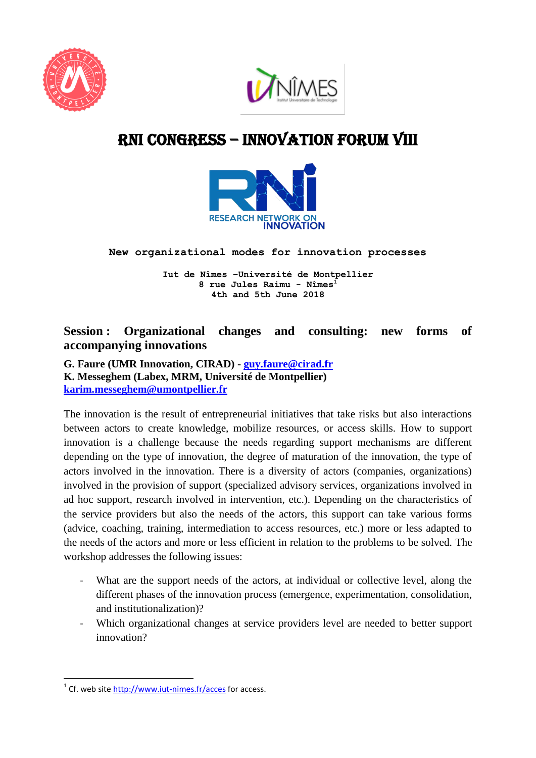# RNI CONGRESS – INNOVATION FORUM VIII

RESEARCH NETWORK ON INNOVATION

**New organizational modes for innovation processes**

**Iut de Nîmes –Université de Montpellier**
**8 rue Jules Raimu - Nîmes[1]**
**4th and 5th June 2018**

## Session : Organizational changes and consulting: new forms of accompanying innovations

**G. Faure (UMR Innovation, CIRAD) - guy.faure@cirad.fr**
**K. Messeghem (Labex, MRM, Université de Montpellier)**
**karim.messeghem@umontpellier.fr**

The innovation is the result of entrepreneurial initiatives that take risks but also interactions between actors to create knowledge, mobilize resources, or access skills. How to support innovation is a challenge because the needs regarding support mechanisms are different depending on the type of innovation, the degree of maturation of the innovation, the type of actors involved in the innovation. There is a diversity of actors (companies, organizations) involved in the provision of support (specialized advisory services, organizations involved in ad hoc support, research involved in intervention, etc.). Depending on the characteristics of the service providers but also the needs of the actors, this support can take various forms (advice, coaching, training, intermediation to access resources, etc.) more or less adapted to the needs of the actors and more or less efficient in relation to the problems to be solved. The workshop addresses the following issues:

- What are the support needs of the actors, at individual or collective level, along the different phases of the innovation process (emergence, experimentation, consolidation, and institutionalization)?
- Which organizational changes at service providers level are needed to better support innovation?

[1] Cf. web site http://www.iut-nimes.fr/acces for access.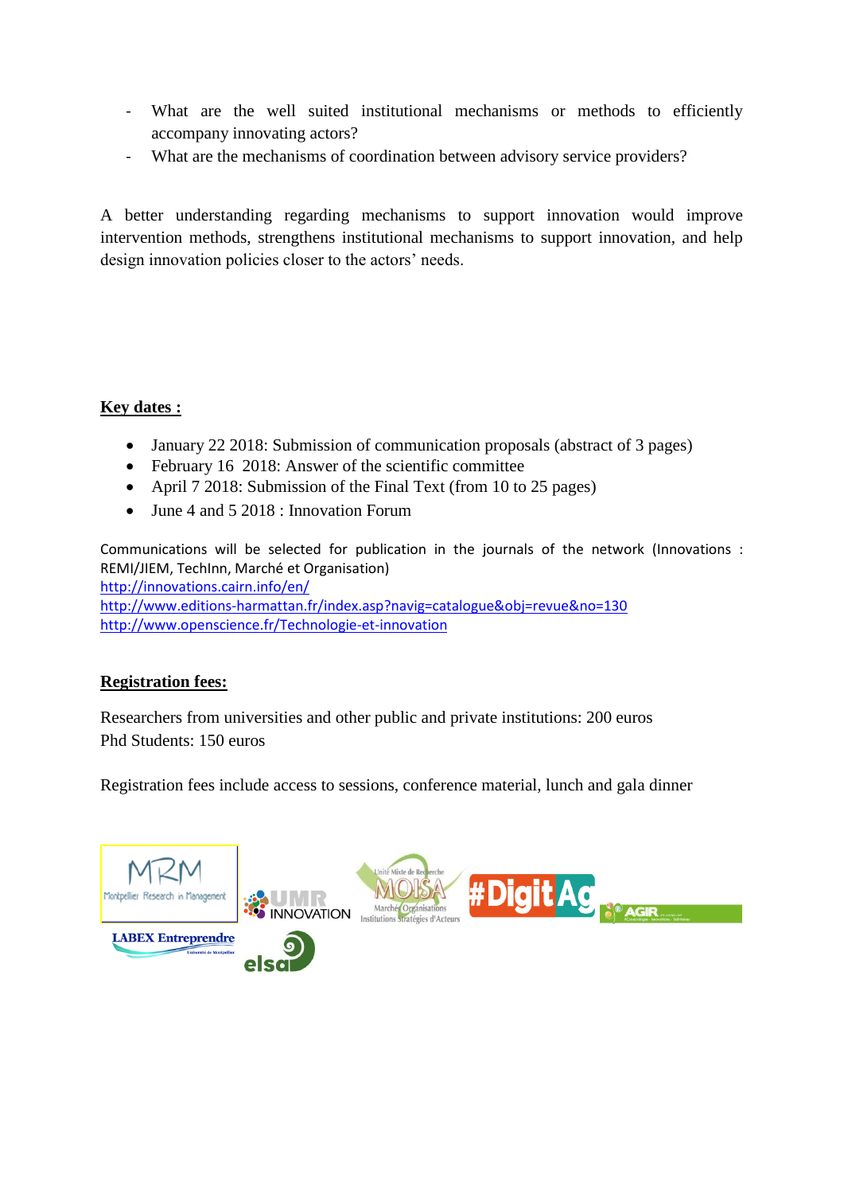- What are the well suited institutional mechanisms or methods to efficiently accompany innovating actors?
- What are the mechanisms of coordination between advisory service providers?

A better understanding regarding mechanisms to support innovation would improve intervention methods, strengthens institutional mechanisms to support innovation, and help design innovation policies closer to the actors' needs.

**Key dates :**

- January 22 2018: Submission of communication proposals (abstract of 3 pages)
- February 16 2018: Answer of the scientific committee
- April 7 2018: Submission of the Final Text (from 10 to 25 pages)
- June 4 and 5 2018 : Innovation Forum

Communications will be selected for publication in the journals of the network (Innovations : REMI/JIEM, TechInn, Marché et Organisation)
http://innovations.cairn.info/en/
http://www.editions-harmattan.fr/index.asp?navig=catalogue&obj=revue&no=130
http://www.openscience.fr/Technologie-et-innovation

**Registration fees:**

Researchers from universities and other public and private institutions: 200 euros
Phd Students: 150 euros

Registration fees include access to sessions, conference material, lunch and gala dinner

MRM Montpellier Research in Management

UMR INNOVATION

Unité Mixte de Recherche MOISA Marchés Organisations Institutions Stratégies d'Acteurs

#DigitAg

AGIR

LABEX Entreprendre Université de Montpellier

elsa